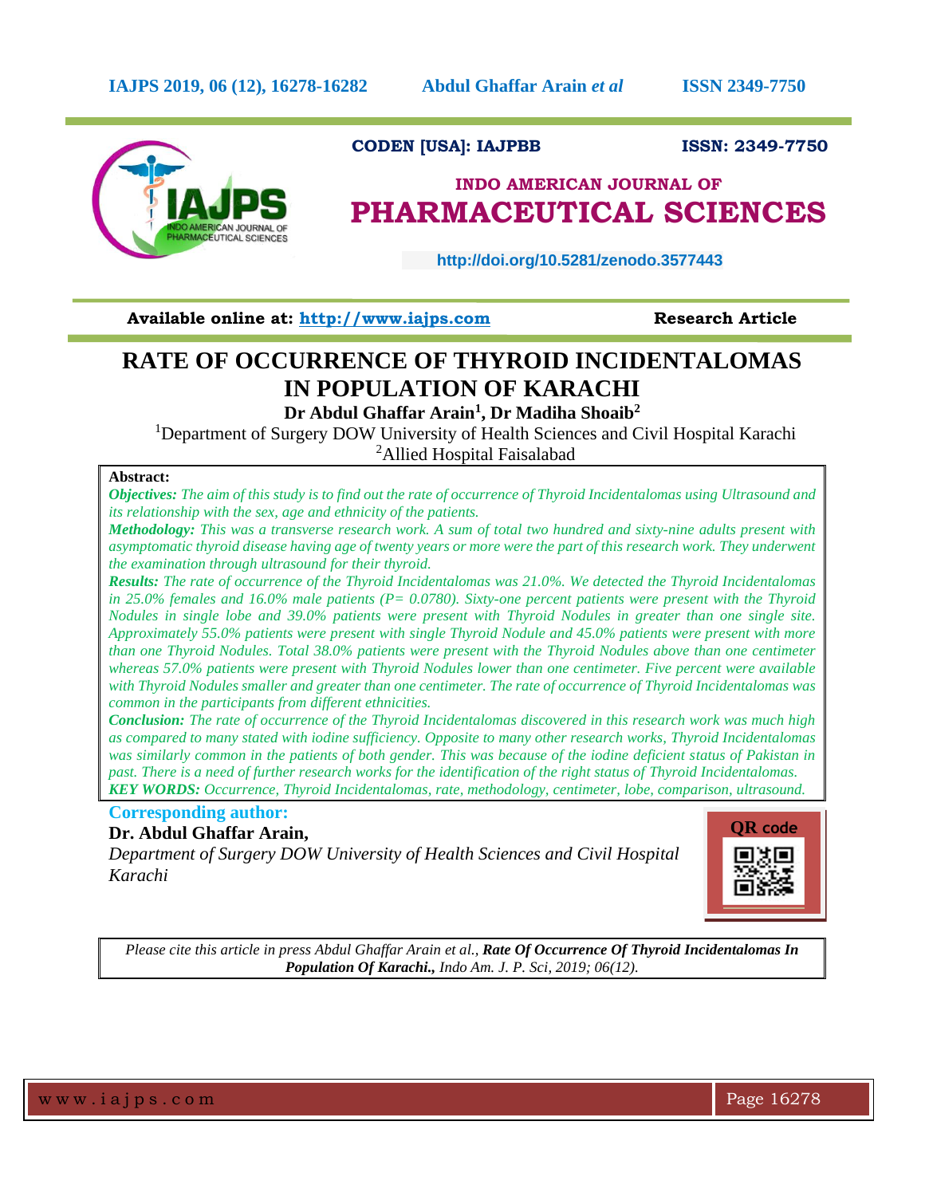CODEN [USA]: IAJPBB ISSN: 2349-7750

## INDO AMERICAN JOURNAL OF PHARMACEUTICAL SCIENCES

http://doi.org/10.5281/zenodo.3577443

**Available online at:** http://www.iajps.com **Research Article**

# RATE OF OCCURRENCE OF THYROID INCIDENTALOMAS IN POPULATION OF KARACHI

**Dr Abdul Ghaffar Arain[1], Dr Madiha Shoaib[2]**

[1]Department of Surgery DOW University of Health Sciences and Civil Hospital Karachi

[2]Allied Hospital Faisalabad

**Abstract:**

***Objectives:*** *The aim of this study is to find out the rate of occurrence of Thyroid Incidentalomas using Ultrasound and its relationship with the sex, age and ethnicity of the patients.*

***Methodology:*** *This was a transverse research work. A sum of total two hundred and sixty-nine adults present with asymptomatic thyroid disease having age of twenty years or more were the part of this research work. They underwent the examination through ultrasound for their thyroid.*

***Results:*** *The rate of occurrence of the Thyroid Incidentalomas was 21.0%. We detected the Thyroid Incidentalomas in 25.0% females and 16.0% male patients (P= 0.0780). Sixty-one percent patients were present with the Thyroid Nodules in single lobe and 39.0% patients were present with Thyroid Nodules in greater than one single site. Approximately 55.0% patients were present with single Thyroid Nodule and 45.0% patients were present with more than one Thyroid Nodules. Total 38.0% patients were present with the Thyroid Nodules above than one centimeter whereas 57.0% patients were present with Thyroid Nodules lower than one centimeter. Five percent were available with Thyroid Nodules smaller and greater than one centimeter. The rate of occurrence of Thyroid Incidentalomas was common in the participants from different ethnicities.*

***Conclusion:*** *The rate of occurrence of the Thyroid Incidentalomas discovered in this research work was much high as compared to many stated with iodine sufficiency. Opposite to many other research works, Thyroid Incidentalomas was similarly common in the patients of both gender. This was because of the iodine deficient status of Pakistan in past. There is a need of further research works for the identification of the right status of Thyroid Incidentalomas.*

***KEY WORDS:*** *Occurrence, Thyroid Incidentalomas, rate, methodology, centimeter, lobe, comparison, ultrasound.*

**Corresponding author:**

**Dr. Abdul Ghaffar Arain,**

*Department of Surgery DOW University of Health Sciences and Civil Hospital Karachi*

*Please cite this article in press Abdul Ghaffar Arain et al., **Rate Of Occurrence Of Thyroid Incidentalomas In Population Of Karachi.,** Indo Am. J. P. Sci, 2019; 06(12).*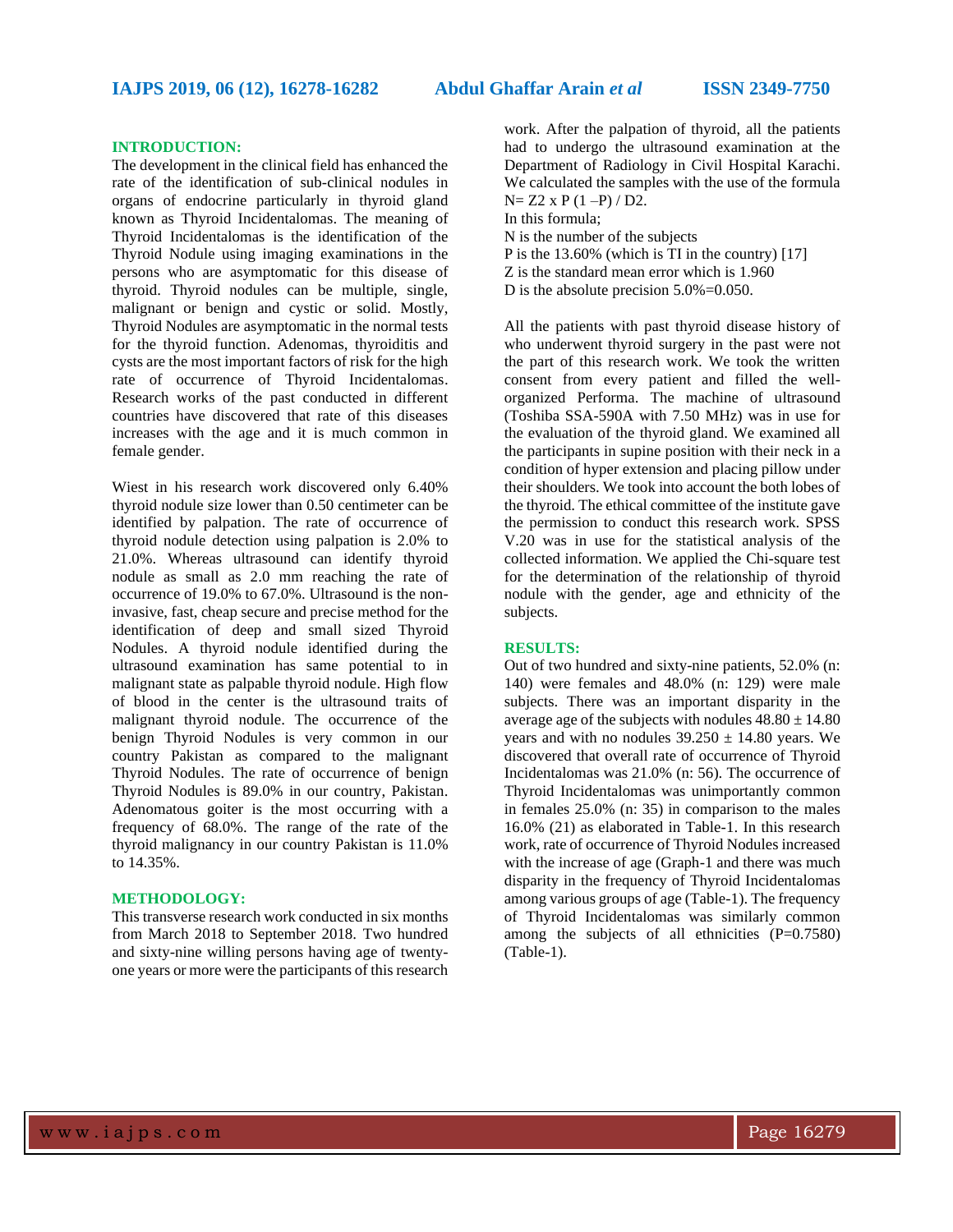## INTRODUCTION:

The development in the clinical field has enhanced the rate of the identification of sub-clinical nodules in organs of endocrine particularly in thyroid gland known as Thyroid Incidentalomas. The meaning of Thyroid Incidentalomas is the identification of the Thyroid Nodule using imaging examinations in the persons who are asymptomatic for this disease of thyroid. Thyroid nodules can be multiple, single, malignant or benign and cystic or solid. Mostly, Thyroid Nodules are asymptomatic in the normal tests for the thyroid function. Adenomas, thyroiditis and cysts are the most important factors of risk for the high rate of occurrence of Thyroid Incidentalomas. Research works of the past conducted in different countries have discovered that rate of this diseases increases with the age and it is much common in female gender.

Wiest in his research work discovered only 6.40% thyroid nodule size lower than 0.50 centimeter can be identified by palpation. The rate of occurrence of thyroid nodule detection using palpation is 2.0% to 21.0%. Whereas ultrasound can identify thyroid nodule as small as 2.0 mm reaching the rate of occurrence of 19.0% to 67.0%. Ultrasound is the non-invasive, fast, cheap secure and precise method for the identification of deep and small sized Thyroid Nodules. A thyroid nodule identified during the ultrasound examination has same potential to in malignant state as palpable thyroid nodule. High flow of blood in the center is the ultrasound traits of malignant thyroid nodule. The occurrence of the benign Thyroid Nodules is very common in our country Pakistan as compared to the malignant Thyroid Nodules. The rate of occurrence of benign Thyroid Nodules is 89.0% in our country, Pakistan. Adenomatous goiter is the most occurring with a frequency of 68.0%. The range of the rate of the thyroid malignancy in our country Pakistan is 11.0% to 14.35%.

## METHODOLOGY:

This transverse research work conducted in six months from March 2018 to September 2018. Two hundred and sixty-nine willing persons having age of twenty-one years or more were the participants of this research work. After the palpation of thyroid, all the patients had to undergo the ultrasound examination at the Department of Radiology in Civil Hospital Karachi. We calculated the samples with the use of the formula N= Z2 x P (1 –P) / D2.

In this formula;

N is the number of the subjects

P is the 13.60% (which is TI in the country) [17]

Z is the standard mean error which is 1.960

D is the absolute precision 5.0%=0.050.

All the patients with past thyroid disease history of who underwent thyroid surgery in the past were not the part of this research work. We took the written consent from every patient and filled the well-organized Performa. The machine of ultrasound (Toshiba SSA-590A with 7.50 MHz) was in use for the evaluation of the thyroid gland. We examined all the participants in supine position with their neck in a condition of hyper extension and placing pillow under their shoulders. We took into account the both lobes of the thyroid. The ethical committee of the institute gave the permission to conduct this research work. SPSS V.20 was in use for the statistical analysis of the collected information. We applied the Chi-square test for the determination of the relationship of thyroid nodule with the gender, age and ethnicity of the subjects.

## RESULTS:

Out of two hundred and sixty-nine patients, 52.0% (n: 140) were females and 48.0% (n: 129) were male subjects. There was an important disparity in the average age of the subjects with nodules 48.80 ± 14.80 years and with no nodules 39.250 ± 14.80 years. We discovered that overall rate of occurrence of Thyroid Incidentalomas was 21.0% (n: 56). The occurrence of Thyroid Incidentalomas was unimportantly common in females 25.0% (n: 35) in comparison to the males 16.0% (21) as elaborated in Table-1. In this research work, rate of occurrence of Thyroid Nodules increased with the increase of age (Graph-1 and there was much disparity in the frequency of Thyroid Incidentalomas among various groups of age (Table-1). The frequency of Thyroid Incidentalomas was similarly common among the subjects of all ethnicities (P=0.7580) (Table-1).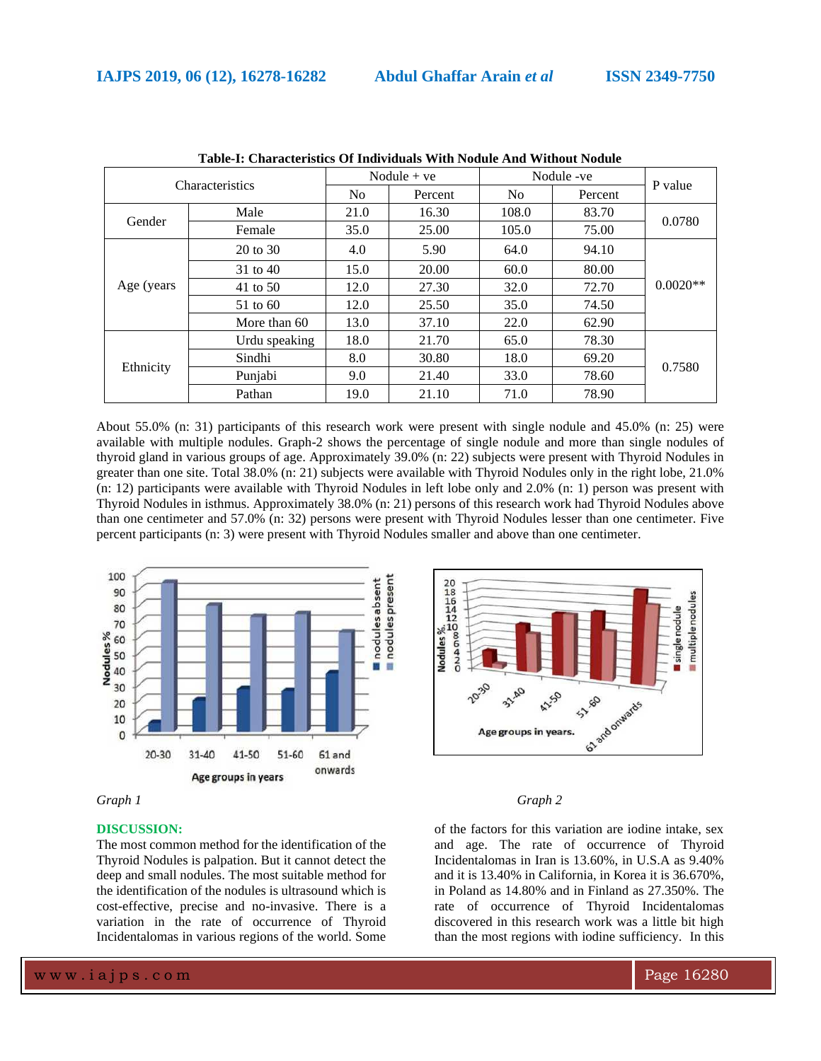**Table-I: Characteristics Of Individuals With Nodule And Without Nodule**

| Characteristics | | Nodule + ve | | Nodule -ve | | P value |
|---|---|---|---|---|---|---|
| | | No | Percent | No | Percent | |
| Gender | Male | 21.0 | 16.30 | 108.0 | 83.70 | 0.0780 |
| | Female | 35.0 | 25.00 | 105.0 | 75.00 | |
| Age (years | 20 to 30 | 4.0 | 5.90 | 64.0 | 94.10 | 0.0020** |
| | 31 to 40 | 15.0 | 20.00 | 60.0 | 80.00 | |
| | 41 to 50 | 12.0 | 27.30 | 32.0 | 72.70 | |
| | 51 to 60 | 12.0 | 25.50 | 35.0 | 74.50 | |
| | More than 60 | 13.0 | 37.10 | 22.0 | 62.90 | |
| Ethnicity | Urdu speaking | 18.0 | 21.70 | 65.0 | 78.30 | 0.7580 |
| | Sindhi | 8.0 | 30.80 | 18.0 | 69.20 | |
| | Punjabi | 9.0 | 21.40 | 33.0 | 78.60 | |
| | Pathan | 19.0 | 21.10 | 71.0 | 78.90 | |

About 55.0% (n: 31) participants of this research work were present with single nodule and 45.0% (n: 25) were available with multiple nodules. Graph-2 shows the percentage of single nodule and more than single nodules of thyroid gland in various groups of age. Approximately 39.0% (n: 22) subjects were present with Thyroid Nodules in greater than one site. Total 38.0% (n: 21) subjects were available with Thyroid Nodules only in the right lobe, 21.0% (n: 12) participants were available with Thyroid Nodules in left lobe only and 2.0% (n: 1) person was present with Thyroid Nodules in isthmus. Approximately 38.0% (n: 21) persons of this research work had Thyroid Nodules above than one centimeter and 57.0% (n: 32) persons were present with Thyroid Nodules lesser than one centimeter. Five percent participants (n: 3) were present with Thyroid Nodules smaller and above than one centimeter.

*Graph 1*

*Graph 2*

## DISCUSSION:

The most common method for the identification of the Thyroid Nodules is palpation. But it cannot detect the deep and small nodules. The most suitable method for the identification of the nodules is ultrasound which is cost-effective, precise and no-invasive. There is a variation in the rate of occurrence of Thyroid Incidentalomas in various regions of the world. Some of the factors for this variation are iodine intake, sex and age. The rate of occurrence of Thyroid Incidentalomas in Iran is 13.60%, in U.S.A as 9.40% and it is 13.40% in California, in Korea it is 36.670%, in Poland as 14.80% and in Finland as 27.350%. The rate of occurrence of Thyroid Incidentalomas discovered in this research work was a little bit high than the most regions with iodine sufficiency. In this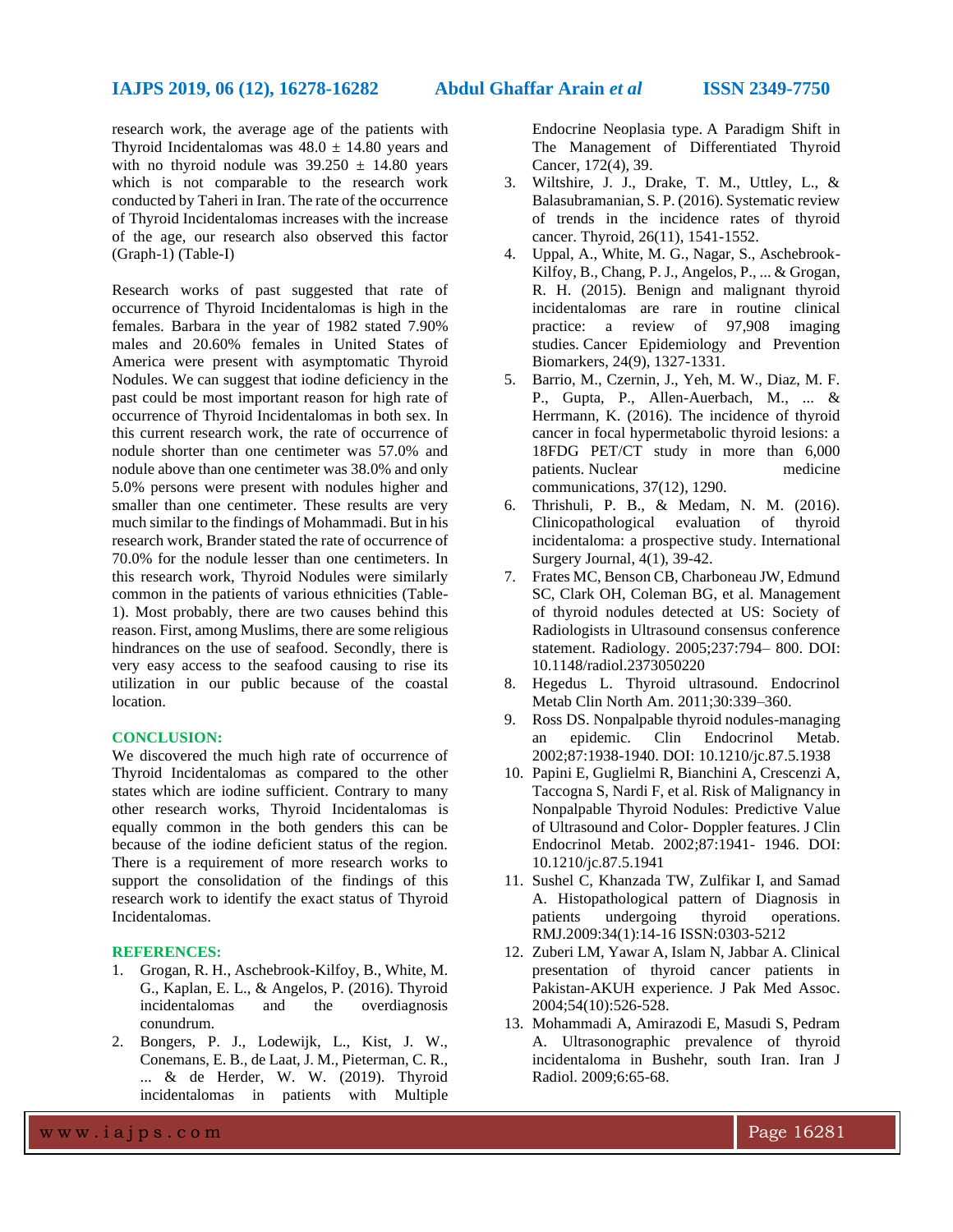research work, the average age of the patients with Thyroid Incidentalomas was 48.0 ± 14.80 years and with no thyroid nodule was 39.250 ± 14.80 years which is not comparable to the research work conducted by Taheri in Iran. The rate of the occurrence of Thyroid Incidentalomas increases with the increase of the age, our research also observed this factor (Graph-1) (Table-I)

Research works of past suggested that rate of occurrence of Thyroid Incidentalomas is high in the females. Barbara in the year of 1982 stated 7.90% males and 20.60% females in United States of America were present with asymptomatic Thyroid Nodules. We can suggest that iodine deficiency in the past could be most important reason for high rate of occurrence of Thyroid Incidentalomas in both sex. In this current research work, the rate of occurrence of nodule shorter than one centimeter was 57.0% and nodule above than one centimeter was 38.0% and only 5.0% persons were present with nodules higher and smaller than one centimeter. These results are very much similar to the findings of Mohammadi. But in his research work, Brander stated the rate of occurrence of 70.0% for the nodule lesser than one centimeters. In this research work, Thyroid Nodules were similarly common in the patients of various ethnicities (Table-1). Most probably, there are two causes behind this reason. First, among Muslims, there are some religious hindrances on the use of seafood. Secondly, there is very easy access to the seafood causing to rise its utilization in our public because of the coastal location.

## CONCLUSION:

We discovered the much high rate of occurrence of Thyroid Incidentalomas as compared to the other states which are iodine sufficient. Contrary to many other research works, Thyroid Incidentalomas is equally common in the both genders this can be because of the iodine deficient status of the region. There is a requirement of more research works to support the consolidation of the findings of this research work to identify the exact status of Thyroid Incidentalomas.

## REFERENCES:

1. Grogan, R. H., Aschebrook-Kilfoy, B., White, M. G., Kaplan, E. L., & Angelos, P. (2016). Thyroid incidentalomas and the overdiagnosis conundrum.
2. Bongers, P. J., Lodewijk, L., Kist, J. W., Conemans, E. B., de Laat, J. M., Pieterman, C. R., ... & de Herder, W. W. (2019). Thyroid incidentalomas in patients with Multiple Endocrine Neoplasia type. A Paradigm Shift in The Management of Differentiated Thyroid Cancer, 172(4), 39.
3. Wiltshire, J. J., Drake, T. M., Uttley, L., & Balasubramanian, S. P. (2016). Systematic review of trends in the incidence rates of thyroid cancer. Thyroid, 26(11), 1541-1552.
4. Uppal, A., White, M. G., Nagar, S., Aschebrook-Kilfoy, B., Chang, P. J., Angelos, P., ... & Grogan, R. H. (2015). Benign and malignant thyroid incidentalomas are rare in routine clinical practice: a review of 97,908 imaging studies. Cancer Epidemiology and Prevention Biomarkers, 24(9), 1327-1331.
5. Barrio, M., Czernin, J., Yeh, M. W., Diaz, M. F. P., Gupta, P., Allen-Auerbach, M., ... & Herrmann, K. (2016). The incidence of thyroid cancer in focal hypermetabolic thyroid lesions: a 18FDG PET/CT study in more than 6,000 patients. Nuclear medicine communications, 37(12), 1290.
6. Thrishuli, P. B., & Medam, N. M. (2016). Clinicopathological evaluation of thyroid incidentaloma: a prospective study. International Surgery Journal, 4(1), 39-42.
7. Frates MC, Benson CB, Charboneau JW, Edmund SC, Clark OH, Coleman BG, et al. Management of thyroid nodules detected at US: Society of Radiologists in Ultrasound consensus conference statement. Radiology. 2005;237:794– 800. DOI: 10.1148/radiol.2373050220
8. Hegedus L. Thyroid ultrasound. Endocrinol Metab Clin North Am. 2011;30:339–360.
9. Ross DS. Nonpalpable thyroid nodules-managing an epidemic. Clin Endocrinol Metab. 2002;87:1938-1940. DOI: 10.1210/jc.87.5.1938
10. Papini E, Guglielmi R, Bianchini A, Crescenzi A, Taccogna S, Nardi F, et al. Risk of Malignancy in Nonpalpable Thyroid Nodules: Predictive Value of Ultrasound and Color- Doppler features. J Clin Endocrinol Metab. 2002;87:1941- 1946. DOI: 10.1210/jc.87.5.1941
11. Sushel C, Khanzada TW, Zulfikar I, and Samad A. Histopathological pattern of Diagnosis in patients undergoing thyroid operations. RMJ.2009:34(1):14-16 ISSN:0303-5212
12. Zuberi LM, Yawar A, Islam N, Jabbar A. Clinical presentation of thyroid cancer patients in Pakistan-AKUH experience. J Pak Med Assoc. 2004;54(10):526-528.
13. Mohammadi A, Amirazodi E, Masudi S, Pedram A. Ultrasonographic prevalence of thyroid incidentaloma in Bushehr, south Iran. Iran J Radiol. 2009;6:65-68.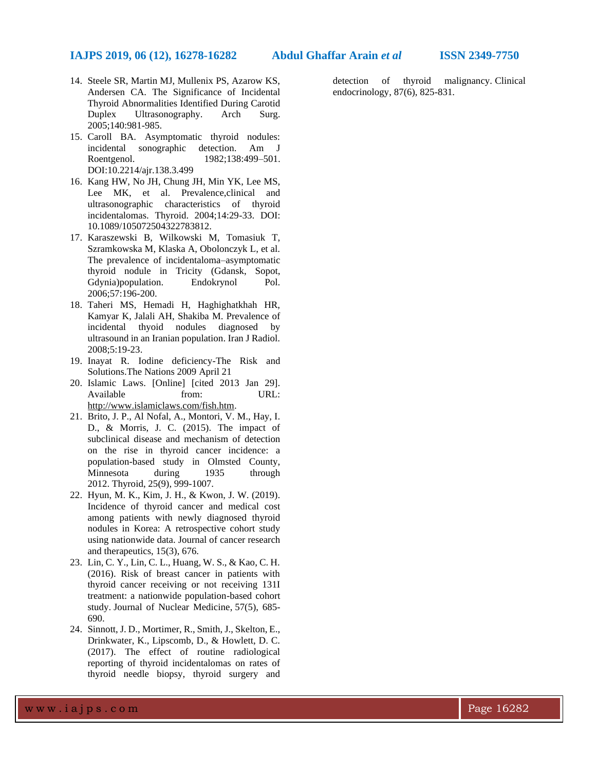14. Steele SR, Martin MJ, Mullenix PS, Azarow KS, Andersen CA. The Significance of Incidental Thyroid Abnormalities Identified During Carotid Duplex Ultrasonography. Arch Surg. 2005;140:981-985.
15. Caroll BA. Asymptomatic thyroid nodules: incidental sonographic detection. Am J Roentgenol. 1982;138:499–501. DOI:10.2214/ajr.138.3.499
16. Kang HW, No JH, Chung JH, Min YK, Lee MS, Lee MK, et al. Prevalence,clinical and ultrasonographic characteristics of thyroid incidentalomas. Thyroid. 2004;14:29-33. DOI: 10.1089/105072504322783812.
17. Karaszewski B, Wilkowski M, Tomasiuk T, Szramkowska M, Klaska A, Obolonczyk L, et al. The prevalence of incidentaloma–asymptomatic thyroid nodule in Tricity (Gdansk, Sopot, Gdynia)population. Endokrynol Pol. 2006;57:196-200.
18. Taheri MS, Hemadi H, Haghighatkhah HR, Kamyar K, Jalali AH, Shakiba M. Prevalence of incidental thyoid nodules diagnosed by ultrasound in an Iranian population. Iran J Radiol. 2008;5:19-23.
19. Inayat R. Iodine deficiency-The Risk and Solutions.The Nations 2009 April 21
20. Islamic Laws. [Online] [cited 2013 Jan 29]. Available from: URL: http://www.islamiclaws.com/fish.htm.
21. Brito, J. P., Al Nofal, A., Montori, V. M., Hay, I. D., & Morris, J. C. (2015). The impact of subclinical disease and mechanism of detection on the rise in thyroid cancer incidence: a population-based study in Olmsted County, Minnesota during 1935 through 2012. Thyroid, 25(9), 999-1007.
22. Hyun, M. K., Kim, J. H., & Kwon, J. W. (2019). Incidence of thyroid cancer and medical cost among patients with newly diagnosed thyroid nodules in Korea: A retrospective cohort study using nationwide data. Journal of cancer research and therapeutics, 15(3), 676.
23. Lin, C. Y., Lin, C. L., Huang, W. S., & Kao, C. H. (2016). Risk of breast cancer in patients with thyroid cancer receiving or not receiving 131I treatment: a nationwide population-based cohort study. Journal of Nuclear Medicine, 57(5), 685-690.
24. Sinnott, J. D., Mortimer, R., Smith, J., Skelton, E., Drinkwater, K., Lipscomb, D., & Howlett, D. C. (2017). The effect of routine radiological reporting of thyroid incidentalomas on rates of thyroid needle biopsy, thyroid surgery and detection of thyroid malignancy. Clinical endocrinology, 87(6), 825-831.